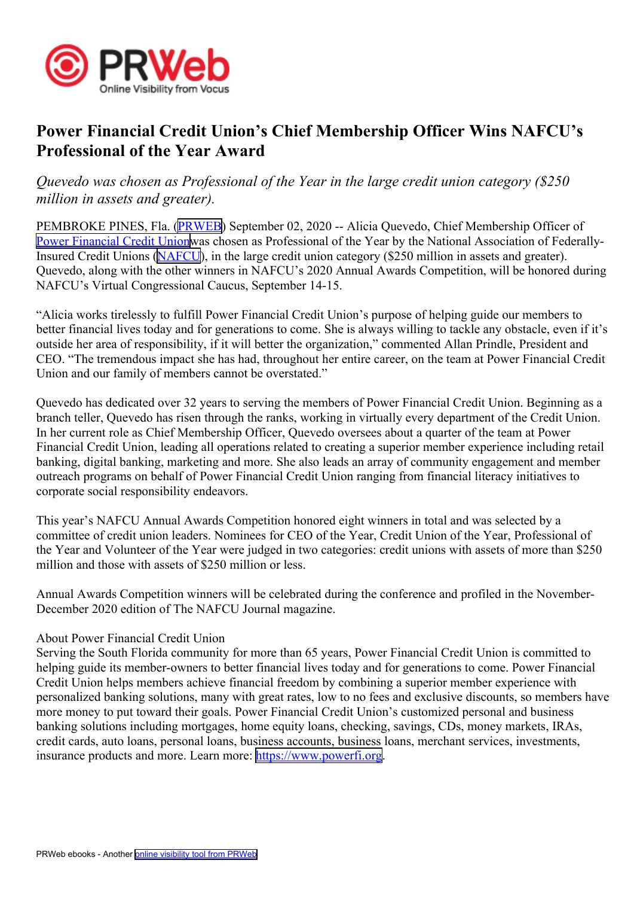# Power Financial Credit Union's Chief Membership Officer Wins NAFCU's Professional of the Year Award

*Quevedo was chosen as Professional of the Year in the large credit union category ($250 million in assets and greater).*

PEMBROKE PINES, Fla. (PRWEB) September 02, 2020 -- Alicia Quevedo, Chief Membership Officer of Power Financial Credit Union was chosen as Professional of the Year by the National Association of Federally-Insured Credit Unions (NAFCU), in the large credit union category ($250 million in assets and greater). Quevedo, along with the other winners in NAFCU's 2020 Annual Awards Competition, will be honored during NAFCU's Virtual Congressional Caucus, September 14-15.

"Alicia works tirelessly to fulfill Power Financial Credit Union's purpose of helping guide our members to better financial lives today and for generations to come. She is always willing to tackle any obstacle, even if it's outside her area of responsibility, if it will better the organization," commented Allan Prindle, President and CEO. "The tremendous impact she has had, throughout her entire career, on the team at Power Financial Credit Union and our family of members cannot be overstated."

Quevedo has dedicated over 32 years to serving the members of Power Financial Credit Union. Beginning as a branch teller, Quevedo has risen through the ranks, working in virtually every department of the Credit Union. In her current role as Chief Membership Officer, Quevedo oversees about a quarter of the team at Power Financial Credit Union, leading all operations related to creating a superior member experience including retail banking, digital banking, marketing and more. She also leads an array of community engagement and member outreach programs on behalf of Power Financial Credit Union ranging from financial literacy initiatives to corporate social responsibility endeavors.

This year's NAFCU Annual Awards Competition honored eight winners in total and was selected by a committee of credit union leaders. Nominees for CEO of the Year, Credit Union of the Year, Professional of the Year and Volunteer of the Year were judged in two categories: credit unions with assets of more than $250 million and those with assets of $250 million or less.

Annual Awards Competition winners will be celebrated during the conference and profiled in the November-December 2020 edition of The NAFCU Journal magazine.

About Power Financial Credit Union

Serving the South Florida community for more than 65 years, Power Financial Credit Union is committed to helping guide its member-owners to better financial lives today and for generations to come. Power Financial Credit Union helps members achieve financial freedom by combining a superior member experience with personalized banking solutions, many with great rates, low to no fees and exclusive discounts, so members have more money to put toward their goals. Power Financial Credit Union's customized personal and business banking solutions including mortgages, home equity loans, checking, savings, CDs, money markets, IRAs, credit cards, auto loans, personal loans, business accounts, business loans, merchant services, investments, insurance products and more. Learn more: https://www.powerfi.org.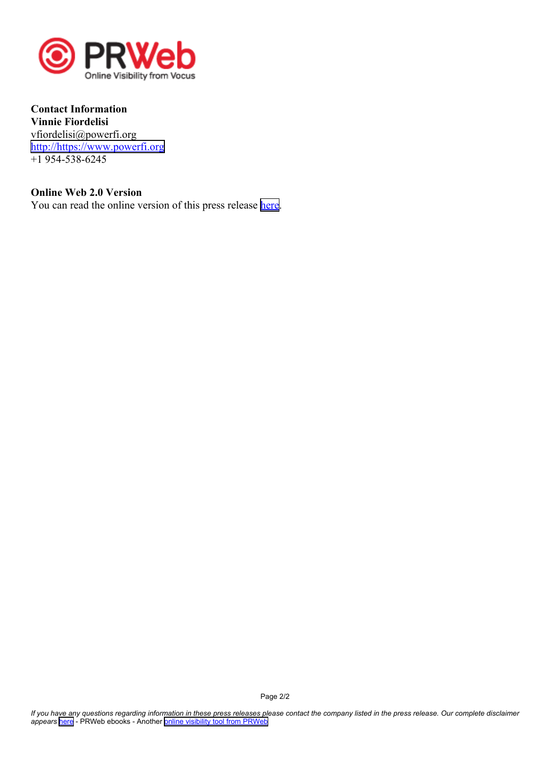**Contact Information**
**Vinnie Fiordelisi**
vfiordelisi@powerfi.org
http://https://www.powerfi.org
+1 954-538-6245

**Online Web 2.0 Version**
You can read the online version of this press release here.

*If you have any questions regarding information in these press releases please contact the company listed in the press release. Our complete disclaimer appears* here - PRWeb ebooks - Another online visibility tool from PRWeb